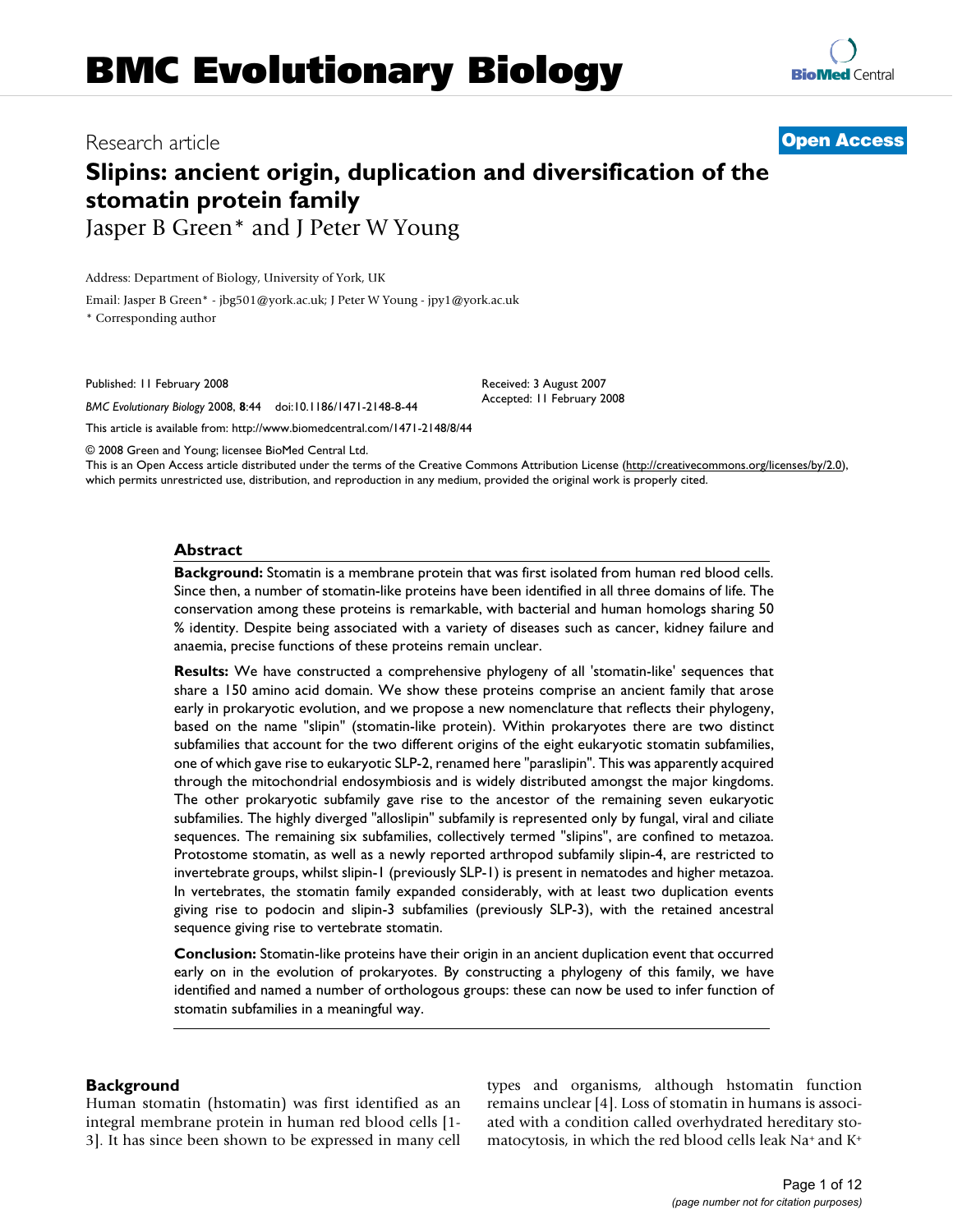# BMC Evolutionary Biology

Research article **Open Access**

# Slipins: ancient origin, duplication and diversification of the stomatin protein family

Jasper B Green* and J Peter W Young

Address: Department of Biology, University of York, UK

Email: Jasper B Green* - jbg501@york.ac.uk; J Peter W Young - jpy1@york.ac.uk

* Corresponding author

Published: 11 February 2008

Received: 3 August 2007

Accepted: 11 February 2008

*BMC Evolutionary Biology* 2008, **8**:44 doi:10.1186/1471-2148-8-44

This article is available from: http://www.biomedcentral.com/1471-2148/8/44

© 2008 Green and Young; licensee BioMed Central Ltd.

This is an Open Access article distributed under the terms of the Creative Commons Attribution License (http://creativecommons.org/licenses/by/2.0), which permits unrestricted use, distribution, and reproduction in any medium, provided the original work is properly cited.

## Abstract

**Background:** Stomatin is a membrane protein that was first isolated from human red blood cells. Since then, a number of stomatin-like proteins have been identified in all three domains of life. The conservation among these proteins is remarkable, with bacterial and human homologs sharing 50 % identity. Despite being associated with a variety of diseases such as cancer, kidney failure and anaemia, precise functions of these proteins remain unclear.

**Results:** We have constructed a comprehensive phylogeny of all 'stomatin-like' sequences that share a 150 amino acid domain. We show these proteins comprise an ancient family that arose early in prokaryotic evolution, and we propose a new nomenclature that reflects their phylogeny, based on the name "slipin" (stomatin-like protein). Within prokaryotes there are two distinct subfamilies that account for the two different origins of the eight eukaryotic stomatin subfamilies, one of which gave rise to eukaryotic SLP-2, renamed here "paraslipin". This was apparently acquired through the mitochondrial endosymbiosis and is widely distributed amongst the major kingdoms. The other prokaryotic subfamily gave rise to the ancestor of the remaining seven eukaryotic subfamilies. The highly diverged "alloslipin" subfamily is represented only by fungal, viral and ciliate sequences. The remaining six subfamilies, collectively termed "slipins", are confined to metazoa. Protostome stomatin, as well as a newly reported arthropod subfamily slipin-4, are restricted to invertebrate groups, whilst slipin-1 (previously SLP-1) is present in nematodes and higher metazoa. In vertebrates, the stomatin family expanded considerably, with at least two duplication events giving rise to podocin and slipin-3 subfamilies (previously SLP-3), with the retained ancestral sequence giving rise to vertebrate stomatin.

**Conclusion:** Stomatin-like proteins have their origin in an ancient duplication event that occurred early on in the evolution of prokaryotes. By constructing a phylogeny of this family, we have identified and named a number of orthologous groups: these can now be used to infer function of stomatin subfamilies in a meaningful way.

## Background

Human stomatin (hstomatin) was first identified as an integral membrane protein in human red blood cells [1-3]. It has since been shown to be expressed in many cell types and organisms, although hstomatin function remains unclear [4]. Loss of stomatin in humans is associated with a condition called overhydrated hereditary stomatocytosis, in which the red blood cells leak $Na^+$ and $K^+$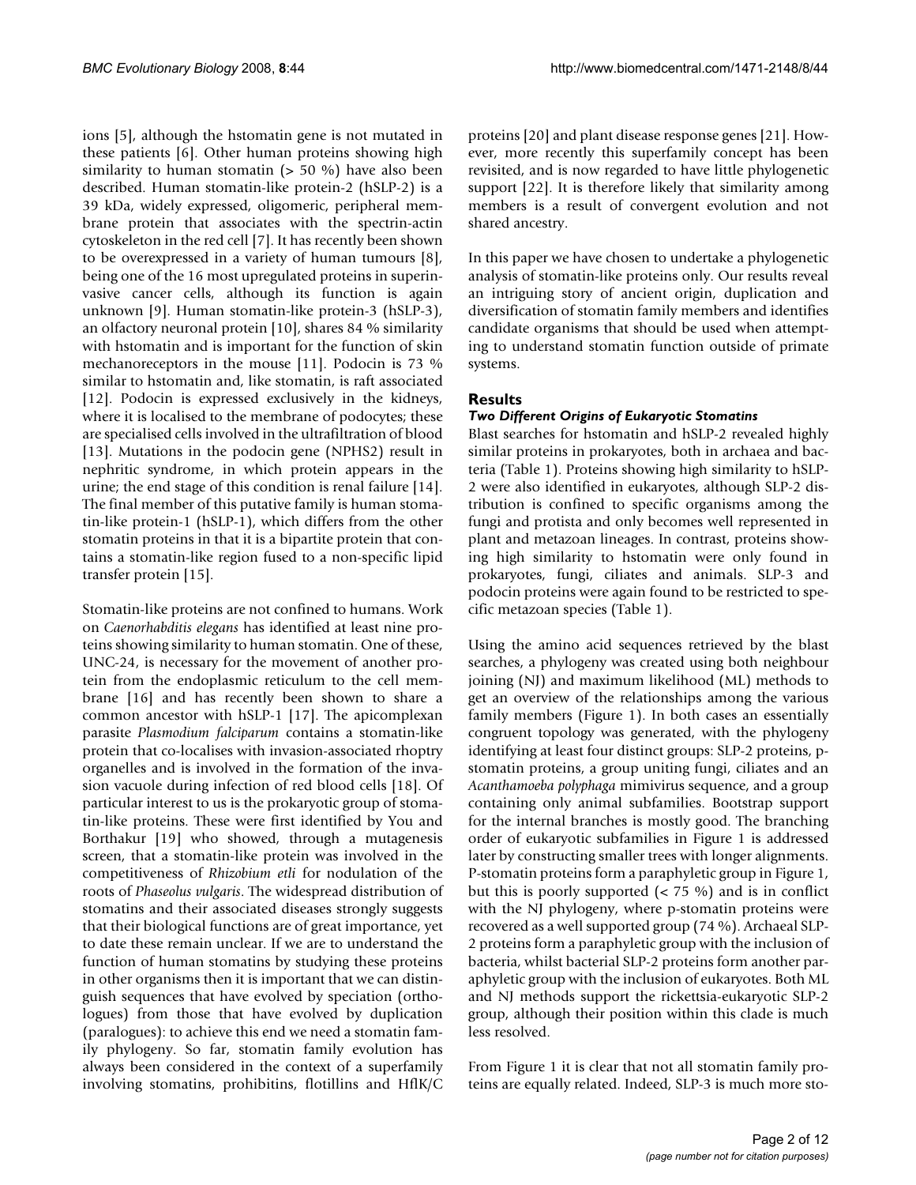ions [5], although the hstomatin gene is not mutated in these patients [6]. Other human proteins showing high similarity to human stomatin (> 50 %) have also been described. Human stomatin-like protein-2 (hSLP-2) is a 39 kDa, widely expressed, oligomeric, peripheral membrane protein that associates with the spectrin-actin cytoskeleton in the red cell [7]. It has recently been shown to be overexpressed in a variety of human tumours [8], being one of the 16 most upregulated proteins in superinvasive cancer cells, although its function is again unknown [9]. Human stomatin-like protein-3 (hSLP-3), an olfactory neuronal protein [10], shares 84 % similarity with hstomatin and is important for the function of skin mechanoreceptors in the mouse [11]. Podocin is 73 % similar to hstomatin and, like stomatin, is raft associated [12]. Podocin is expressed exclusively in the kidneys, where it is localised to the membrane of podocytes; these are specialised cells involved in the ultrafiltration of blood [13]. Mutations in the podocin gene (NPHS2) result in nephritic syndrome, in which protein appears in the urine; the end stage of this condition is renal failure [14]. The final member of this putative family is human stomatin-like protein-1 (hSLP-1), which differs from the other stomatin proteins in that it is a bipartite protein that contains a stomatin-like region fused to a non-specific lipid transfer protein [15].

Stomatin-like proteins are not confined to humans. Work on *Caenorhabditis elegans* has identified at least nine proteins showing similarity to human stomatin. One of these, UNC-24, is necessary for the movement of another protein from the endoplasmic reticulum to the cell membrane [16] and has recently been shown to share a common ancestor with hSLP-1 [17]. The apicomplexan parasite *Plasmodium falciparum* contains a stomatin-like protein that co-localises with invasion-associated rhoptry organelles and is involved in the formation of the invasion vacuole during infection of red blood cells [18]. Of particular interest to us is the prokaryotic group of stomatin-like proteins. These were first identified by You and Borthakur [19] who showed, through a mutagenesis screen, that a stomatin-like protein was involved in the competitiveness of *Rhizobium etli* for nodulation of the roots of *Phaseolus vulgaris*. The widespread distribution of stomatins and their associated diseases strongly suggests that their biological functions are of great importance, yet to date these remain unclear. If we are to understand the function of human stomatins by studying these proteins in other organisms then it is important that we can distinguish sequences that have evolved by speciation (orthologues) from those that have evolved by duplication (paralogues): to achieve this end we need a stomatin family phylogeny. So far, stomatin family evolution has always been considered in the context of a superfamily involving stomatins, prohibitins, flotillins and HflK/C proteins [20] and plant disease response genes [21]. However, more recently this superfamily concept has been revisited, and is now regarded to have little phylogenetic support [22]. It is therefore likely that similarity among members is a result of convergent evolution and not shared ancestry.

In this paper we have chosen to undertake a phylogenetic analysis of stomatin-like proteins only. Our results reveal an intriguing story of ancient origin, duplication and diversification of stomatin family members and identifies candidate organisms that should be used when attempting to understand stomatin function outside of primate systems.

## Results

### *Two Different Origins of Eukaryotic Stomatins*

Blast searches for hstomatin and hSLP-2 revealed highly similar proteins in prokaryotes, both in archaea and bacteria (Table 1). Proteins showing high similarity to hSLP-2 were also identified in eukaryotes, although SLP-2 distribution is confined to specific organisms among the fungi and protista and only becomes well represented in plant and metazoan lineages. In contrast, proteins showing high similarity to hstomatin were only found in prokaryotes, fungi, ciliates and animals. SLP-3 and podocin proteins were again found to be restricted to specific metazoan species (Table 1).

Using the amino acid sequences retrieved by the blast searches, a phylogeny was created using both neighbour joining (NJ) and maximum likelihood (ML) methods to get an overview of the relationships among the various family members (Figure 1). In both cases an essentially congruent topology was generated, with the phylogeny identifying at least four distinct groups: SLP-2 proteins, p-stomatin proteins, a group uniting fungi, ciliates and an *Acanthamoeba polyphaga* mimivirus sequence, and a group containing only animal subfamilies. Bootstrap support for the internal branches is mostly good. The branching order of eukaryotic subfamilies in Figure 1 is addressed later by constructing smaller trees with longer alignments. P-stomatin proteins form a paraphyletic group in Figure 1, but this is poorly supported (< 75 %) and is in conflict with the NJ phylogeny, where p-stomatin proteins were recovered as a well supported group (74 %). Archaeal SLP-2 proteins form a paraphyletic group with the inclusion of bacteria, whilst bacterial SLP-2 proteins form another paraphyletic group with the inclusion of eukaryotes. Both ML and NJ methods support the rickettsia-eukaryotic SLP-2 group, although their position within this clade is much less resolved.

From Figure 1 it is clear that not all stomatin family proteins are equally related. Indeed, SLP-3 is much more sto-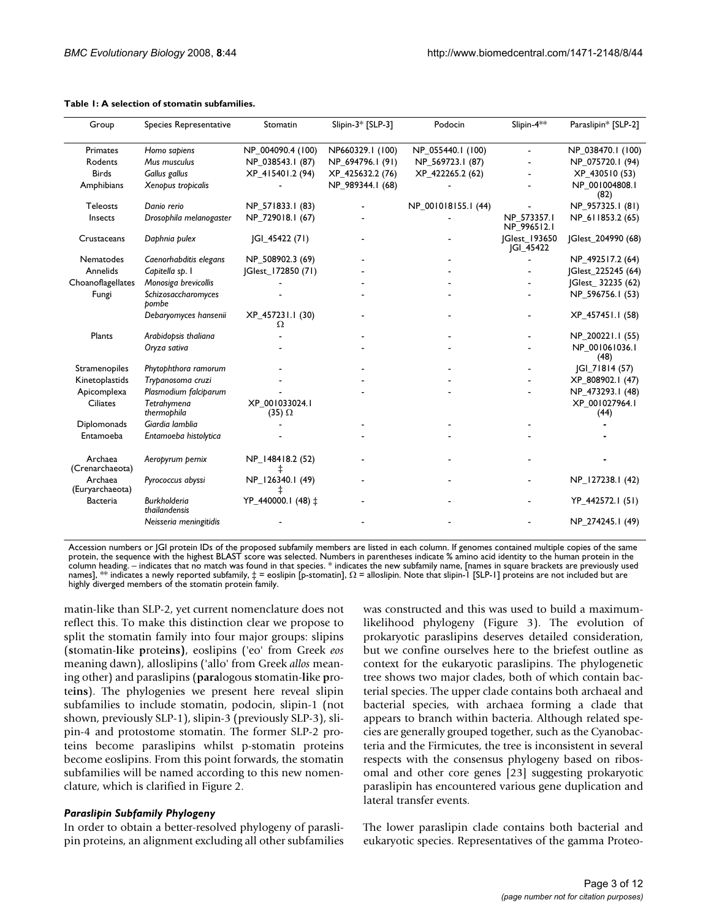**Table 1: A selection of stomatin subfamilies.**

| Group | Species Representative | Stomatin | Slipin-3* [SLP-3] | Podocin | Slipin-4** | Paraslipin* [SLP-2] |
|---|---|---|---|---|---|---|
| Primates | *Homo sapiens* | NP_004090.4 (100) | NP660329.1 (100) | NP_055440.1 (100) | - | NP_038470.1 (100) |
| Rodents | *Mus musculus* | NP_038543.1 (87) | NP_694796.1 (91) | NP_569723.1 (87) | - | NP_075720.1 (94) |
| Birds | *Gallus gallus* | XP_415401.2 (94) | XP_425632.2 (76) | XP_422265.2 (62) | - | XP_430510 (53) |
| Amphibians | *Xenopus tropicalis* | - | NP_989344.1 (68) | - | - | NP_001004808.1 (82) |
| Teleosts | *Danio rerio* | NP_571833.1 (83) | - | NP_001018155.1 (44) | - | NP_957325.1 (81) |
| Insects | *Drosophila melanogaster* | NP_729018.1 (67) | - | - | NP_573357.1 NP_996512.1 | NP_611853.2 (65) |
| Crustaceans | *Daphnia pulex* | JGI_45422 (71) | - | - | JGlest_193650 JGI_45422 | JGlest_204990 (68) |
| Nematodes | *Caenorhabditis elegans* | NP_508902.3 (69) | - | - | - | NP_492517.2 (64) |
| Annelids | *Capitella sp. I* | JGlest_172850 (71) | - | - | - | JGlest_225245 (64) |
| Choanoflagellates | *Monosiga brevicollis* | - | - | - | - | JGlest_ 32235 (62) |
| Fungi | *Schizosaccharomyces pombe* | - | - | - | - | NP_596756.1 (53) |
| | *Debaryomyces hansenii* | XP_457231.1 (30) Ω | - | - | - | XP_457451.1 (58) |
| Plants | *Arabidopsis thaliana* | - | - | - | - | NP_200221.1 (55) |
| | *Oryza sativa* | - | - | - | - | NP_001061036.1 (48) |
| Stramenopiles | *Phytophthora ramorum* | - | - | - | - | JGI_71814 (57) |
| Kinetoplastids | *Trypanosoma cruzi* | - | - | - | - | XP_808902.1 (47) |
| Apicomplexa | *Plasmodium falciparum* | - | - | - | - | NP_473293.1 (48) |
| Ciliates | *Tetrahymena thermophila* | XP_001033024.1 (35) Ω | | | | XP_001027964.1 (44) |
| Diplomonads | *Giardia lamblia* | - | - | - | - | - |
| Entamoeba | *Entamoeba histolytica* | - | - | - | - | - |
| Archaea (Crenarchaeota) | *Aeropyrum pernix* | NP_148418.2 (52) ‡ | - | - | - | - |
| Archaea (Euryarchaeota) | *Pyrococcus abyssi* | NP_126340.1 (49) ‡ | - | - | - | NP_127238.1 (42) |
| Bacteria | *Burkholderia thailandensis* | YP_440000.1 (48) ‡ | - | - | - | YP_442572.1 (51) |
| | *Neisseria meningitidis* | - | - | - | - | NP_274245.1 (49) |

Accession numbers or JGI protein IDs of the proposed subfamily members are listed in each column. If genomes contained multiple copies of the same protein, the sequence with the highest BLAST score was selected. Numbers in parentheses indicate % amino acid identity to the human protein in the column heading. – indicates that no match was found in that species. * indicates the new subfamily name, [names in square brackets are previously used names], ** indicates a newly reported subfamily, ‡ = eoslipin [p-stomatin], Ω = alloslipin. Note that slipin-1 [SLP-1] proteins are not included but are highly diverged members of the stomatin protein family.

matin-like than SLP-2, yet current nomenclature does not reflect this. To make this distinction clear we propose to split the stomatin family into four major groups: slipins (**s**tomatin-**li**ke **p**rote**ins**), eoslipins ('eo' from Greek *eos* meaning dawn), alloslipins ('allo' from Greek *allos* meaning other) and paraslipins (**para**logous **s**tomatin-**li**ke **p**rote**ins**). The phylogenies we present here reveal slipin subfamilies to include stomatin, podocin, slipin-1 (not shown, previously SLP-1), slipin-3 (previously SLP-3), slipin-4 and protostome stomatin. The former SLP-2 proteins become paraslipins whilst p-stomatin proteins become eoslipins. From this point forwards, the stomatin subfamilies will be named according to this new nomenclature, which is clarified in Figure 2.

### *Paraslipin Subfamily Phylogeny*

In order to obtain a better-resolved phylogeny of paraslipin proteins, an alignment excluding all other subfamilies was constructed and this was used to build a maximum-likelihood phylogeny (Figure 3). The evolution of prokaryotic paraslipins deserves detailed consideration, but we confine ourselves here to the briefest outline as context for the eukaryotic paraslipins. The phylogenetic tree shows two major clades, both of which contain bacterial species. The upper clade contains both archaeal and bacterial species, with archaea forming a clade that appears to branch within bacteria. Although related species are generally grouped together, such as the Cyanobacteria and the Firmicutes, the tree is inconsistent in several respects with the consensus phylogeny based on ribosomal and other core genes [23] suggesting prokaryotic paraslipin has encountered various gene duplication and lateral transfer events.

The lower paraslipin clade contains both bacterial and eukaryotic species. Representatives of the gamma Proteo-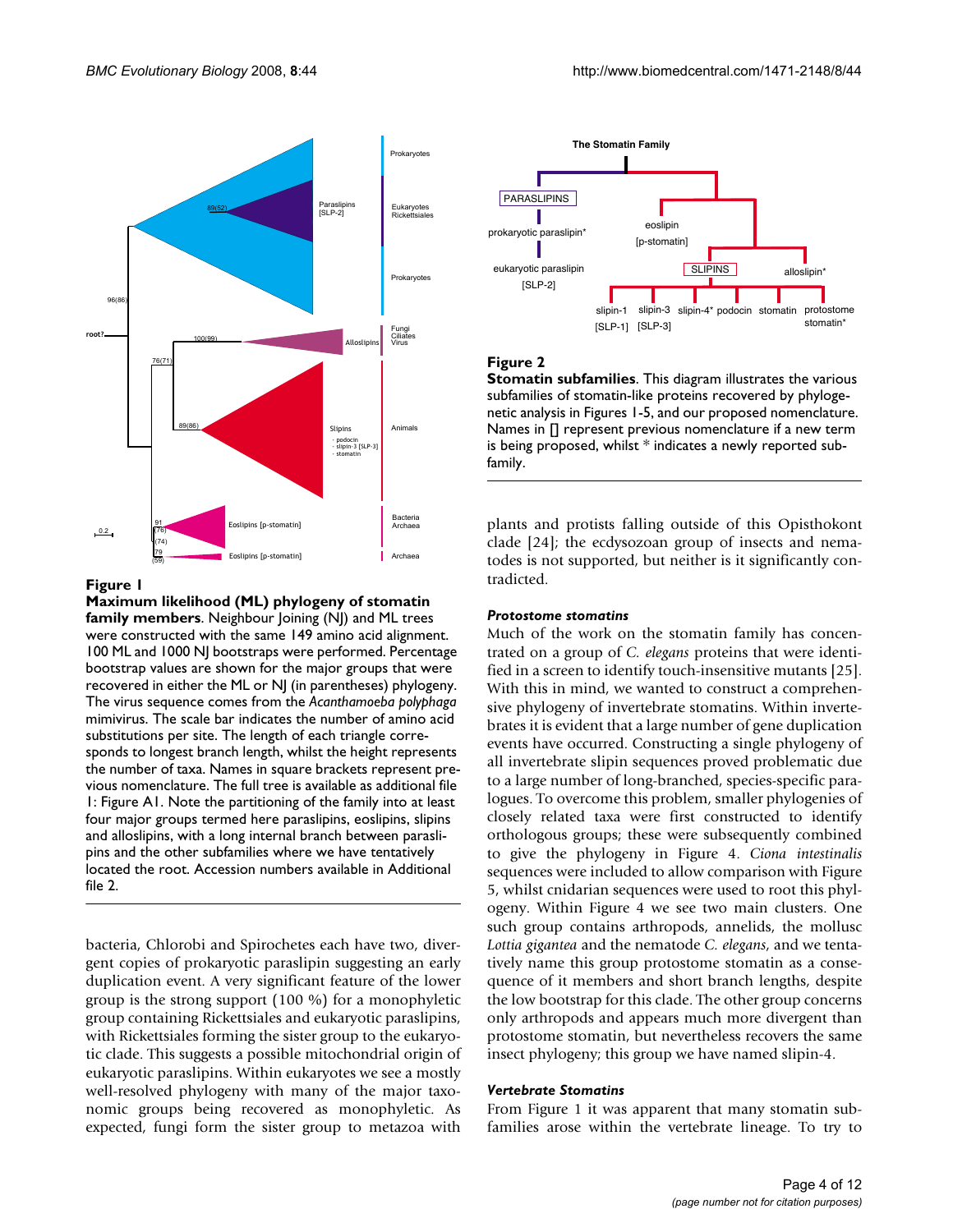**Figure 1**

**Maximum likelihood (ML) phylogeny of stomatin family members**. Neighbour Joining (NJ) and ML trees were constructed with the same 149 amino acid alignment. 100 ML and 1000 NJ bootstraps were performed. Percentage bootstrap values are shown for the major groups that were recovered in either the ML or NJ (in parentheses) phylogeny. The virus sequence comes from the *Acanthamoeba polyphaga* mimivirus. The scale bar indicates the number of amino acid substitutions per site. The length of each triangle corresponds to longest branch length, whilst the height represents the number of taxa. Names in square brackets represent previous nomenclature. The full tree is available as additional file 1: Figure A1. Note the partitioning of the family into at least four major groups termed here paraslipins, eoslipins, slipins and alloslipins, with a long internal branch between paraslipins and the other subfamilies where we have tentatively located the root. Accession numbers available in Additional file 2.

**Figure 2**

**Stomatin subfamilies**. This diagram illustrates the various subfamilies of stomatin-like proteins recovered by phylogenetic analysis in Figures 1-5, and our proposed nomenclature. Names in [] represent previous nomenclature if a new term is being proposed, whilst * indicates a newly reported subfamily.

bacteria, Chlorobi and Spirochetes each have two, divergent copies of prokaryotic paraslipin suggesting an early duplication event. A very significant feature of the lower group is the strong support (100 %) for a monophyletic group containing Rickettsiales and eukaryotic paraslipins, with Rickettsiales forming the sister group to the eukaryotic clade. This suggests a possible mitochondrial origin of eukaryotic paraslipins. Within eukaryotes we see a mostly well-resolved phylogeny with many of the major taxonomic groups being recovered as monophyletic. As expected, fungi form the sister group to metazoa with plants and protists falling outside of this Opisthokont clade [24]; the ecdysozoan group of insects and nematodes is not supported, but neither is it significantly contradicted.

### *Protostome stomatins*

Much of the work on the stomatin family has concentrated on a group of *C. elegans* proteins that were identified in a screen to identify touch-insensitive mutants [25]. With this in mind, we wanted to construct a comprehensive phylogeny of invertebrate stomatins. Within invertebrates it is evident that a large number of gene duplication events have occurred. Constructing a single phylogeny of all invertebrate slipin sequences proved problematic due to a large number of long-branched, species-specific paralogues. To overcome this problem, smaller phylogenies of closely related taxa were first constructed to identify orthologous groups; these were subsequently combined to give the phylogeny in Figure 4. *Ciona intestinalis* sequences were included to allow comparison with Figure 5, whilst cnidarian sequences were used to root this phylogeny. Within Figure 4 we see two main clusters. One such group contains arthropods, annelids, the mollusc *Lottia gigantea* and the nematode *C. elegans*, and we tentatively name this group protostome stomatin as a consequence of it members and short branch lengths, despite the low bootstrap for this clade. The other group concerns only arthropods and appears much more divergent than protostome stomatin, but nevertheless recovers the same insect phylogeny; this group we have named slipin-4.

### *Vertebrate Stomatins*

From Figure 1 it was apparent that many stomatin subfamilies arose within the vertebrate lineage. To try to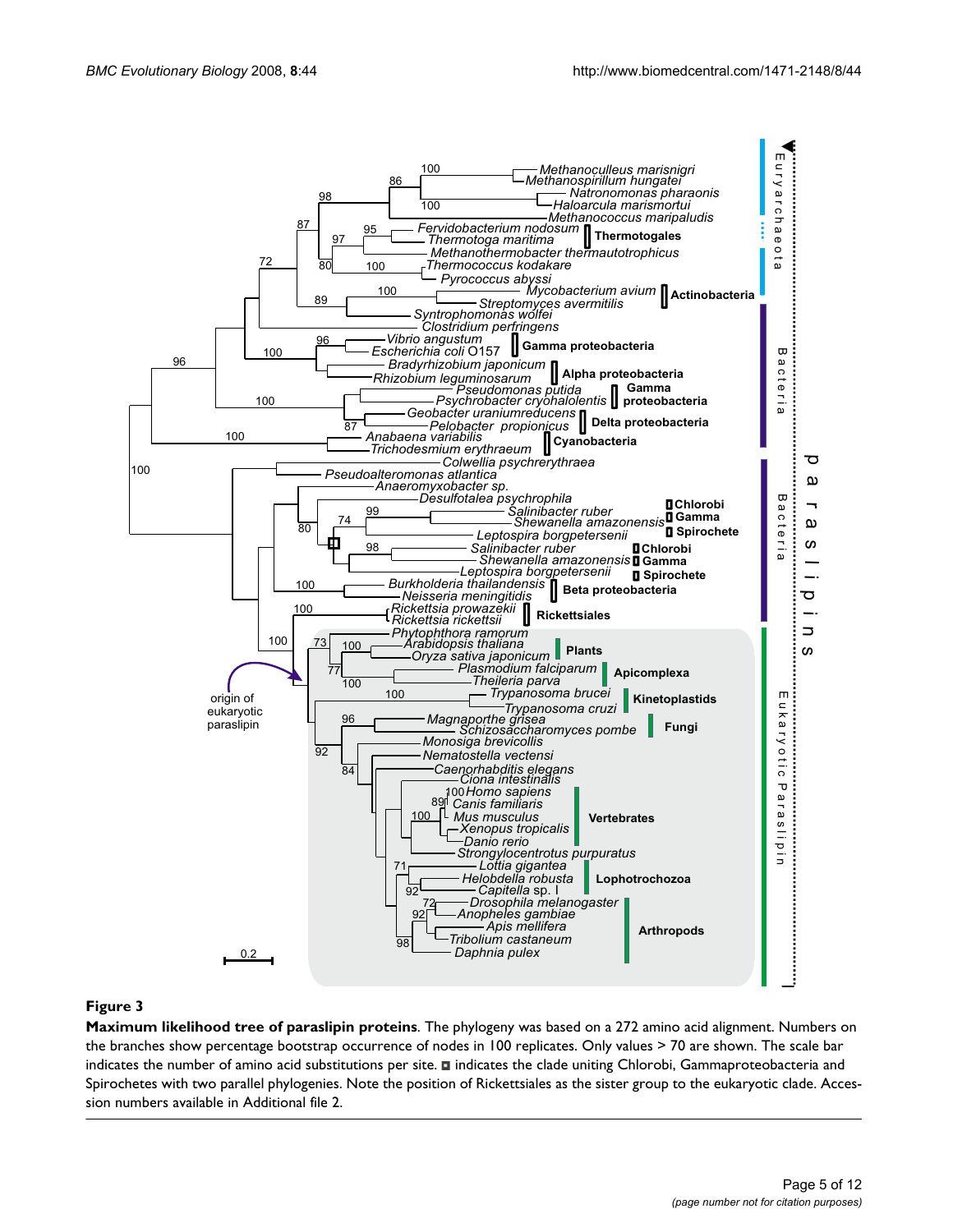**Figure 3**

**Maximum likelihood tree of paraslipin proteins**. The phylogeny was based on a 272 amino acid alignment. Numbers on the branches show percentage bootstrap occurrence of nodes in 100 replicates. Only values > 70 are shown. The scale bar indicates the number of amino acid substitutions per site. ◘ indicates the clade uniting Chlorobi, Gammaproteobacteria and Spirochetes with two parallel phylogenies. Note the position of Rickettsiales as the sister group to the eukaryotic clade. Accession numbers available in Additional file 2.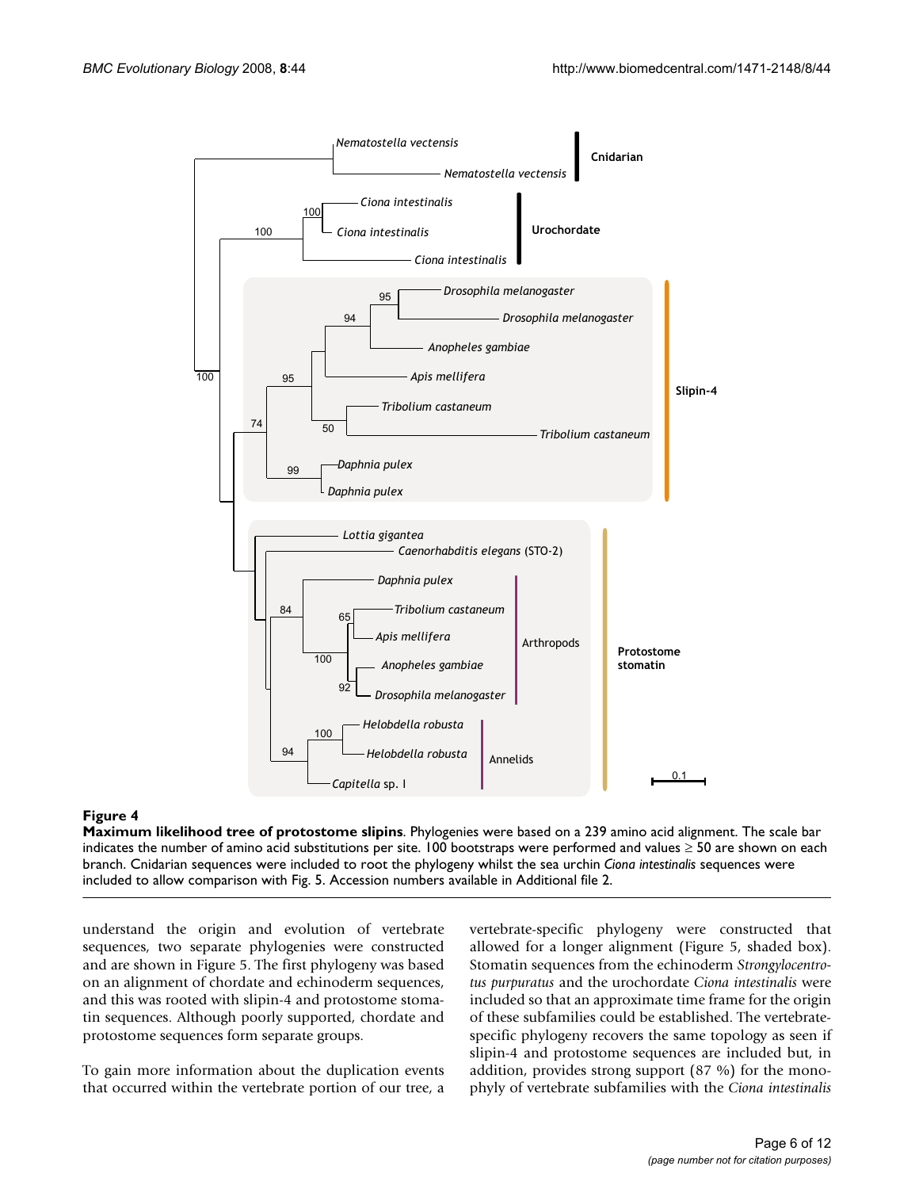**Figure 4**

**Maximum likelihood tree of protostome slipins**. Phylogenies were based on a 239 amino acid alignment. The scale bar indicates the number of amino acid substitutions per site. 100 bootstraps were performed and values ≥ 50 are shown on each branch. Cnidarian sequences were included to root the phylogeny whilst the sea urchin *Ciona intestinalis* sequences were included to allow comparison with Fig. 5. Accession numbers available in Additional file 2.

understand the origin and evolution of vertebrate sequences, two separate phylogenies were constructed and are shown in Figure 5. The first phylogeny was based on an alignment of chordate and echinoderm sequences, and this was rooted with slipin-4 and protostome stomatin sequences. Although poorly supported, chordate and protostome sequences form separate groups.

To gain more information about the duplication events that occurred within the vertebrate portion of our tree, a vertebrate-specific phylogeny were constructed that allowed for a longer alignment (Figure 5, shaded box). Stomatin sequences from the echinoderm *Strongylocentrotus purpuratus* and the urochordate *Ciona intestinalis* were included so that an approximate time frame for the origin of these subfamilies could be established. The vertebrate-specific phylogeny recovers the same topology as seen if slipin-4 and protostome sequences are included but, in addition, provides strong support (87 %) for the monophyly of vertebrate subfamilies with the *Ciona intestinalis*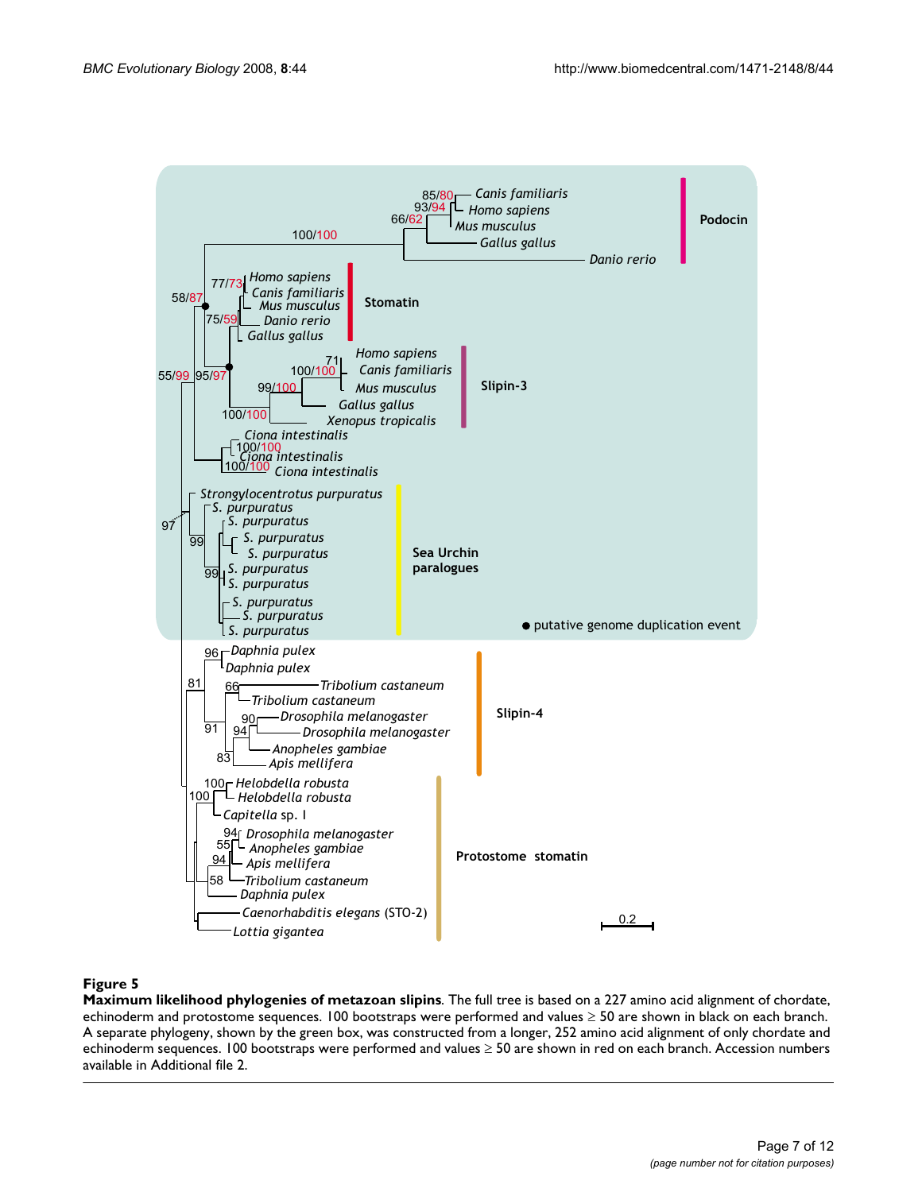**Figure 5**

**Maximum likelihood phylogenies of metazoan slipins**. The full tree is based on a 227 amino acid alignment of chordate, echinoderm and protostome sequences. 100 bootstraps were performed and values ≥ 50 are shown in black on each branch. A separate phylogeny, shown by the green box, was constructed from a longer, 252 amino acid alignment of only chordate and echinoderm sequences. 100 bootstraps were performed and values ≥ 50 are shown in red on each branch. Accession numbers available in Additional file 2.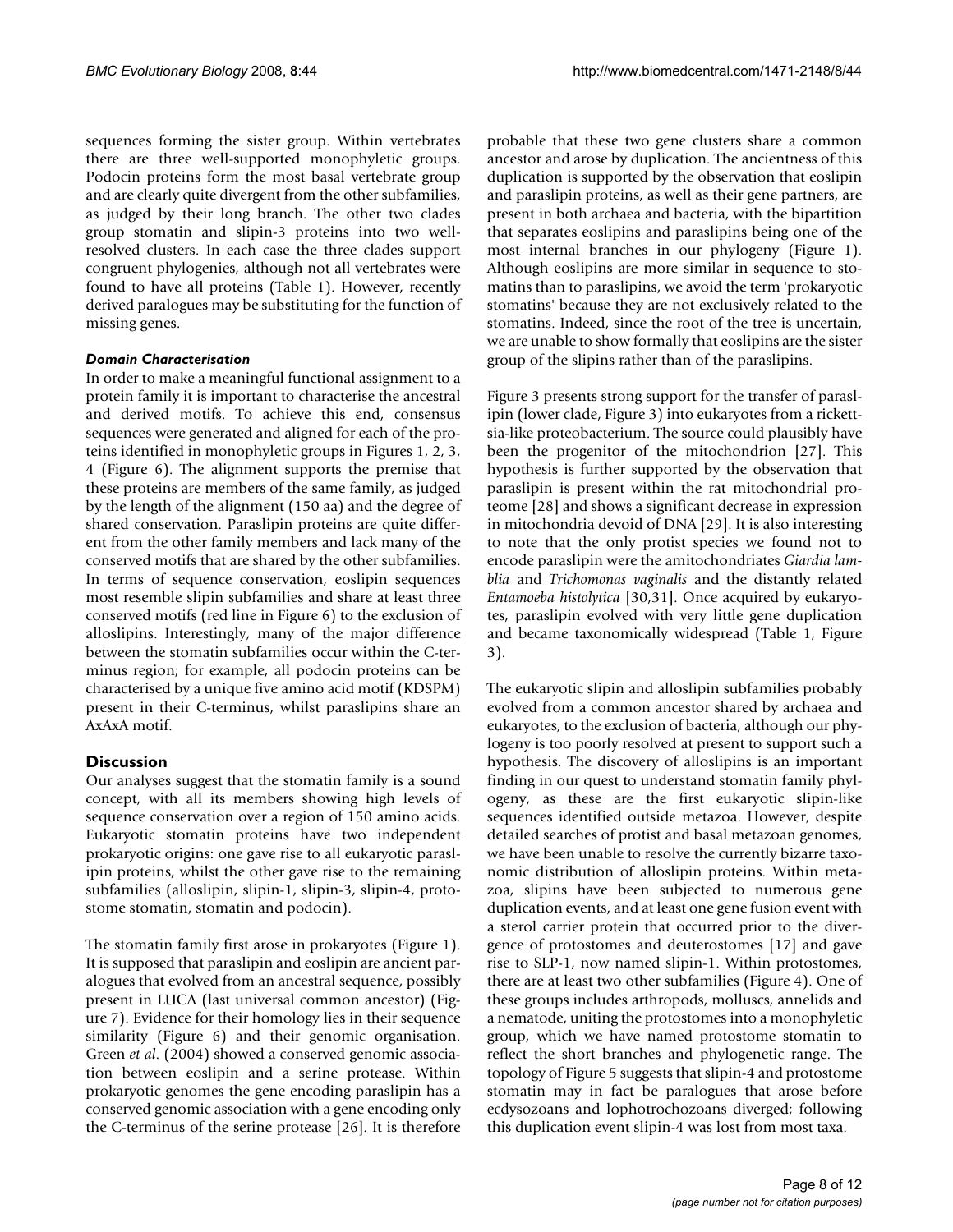sequences forming the sister group. Within vertebrates there are three well-supported monophyletic groups. Podocin proteins form the most basal vertebrate group and are clearly quite divergent from the other subfamilies, as judged by their long branch. The other two clades group stomatin and slipin-3 proteins into two well-resolved clusters. In each case the three clades support congruent phylogenies, although not all vertebrates were found to have all proteins (Table 1). However, recently derived paralogues may be substituting for the function of missing genes.

### *Domain Characterisation*

In order to make a meaningful functional assignment to a protein family it is important to characterise the ancestral and derived motifs. To achieve this end, consensus sequences were generated and aligned for each of the proteins identified in monophyletic groups in Figures 1, 2, 3, 4 (Figure 6). The alignment supports the premise that these proteins are members of the same family, as judged by the length of the alignment (150 aa) and the degree of shared conservation. Paraslipin proteins are quite different from the other family members and lack many of the conserved motifs that are shared by the other subfamilies. In terms of sequence conservation, eoslipin sequences most resemble slipin subfamilies and share at least three conserved motifs (red line in Figure 6) to the exclusion of alloslipins. Interestingly, many of the major difference between the stomatin subfamilies occur within the C-terminus region; for example, all podocin proteins can be characterised by a unique five amino acid motif (KDSPM) present in their C-terminus, whilst paraslipins share an AxAxA motif.

## Discussion

Our analyses suggest that the stomatin family is a sound concept, with all its members showing high levels of sequence conservation over a region of 150 amino acids. Eukaryotic stomatin proteins have two independent prokaryotic origins: one gave rise to all eukaryotic paraslipin proteins, whilst the other gave rise to the remaining subfamilies (alloslipin, slipin-1, slipin-3, slipin-4, protostome stomatin, stomatin and podocin).

The stomatin family first arose in prokaryotes (Figure 1). It is supposed that paraslipin and eoslipin are ancient paralogues that evolved from an ancestral sequence, possibly present in LUCA (last universal common ancestor) (Figure 7). Evidence for their homology lies in their sequence similarity (Figure 6) and their genomic organisation. Green *et al*. (2004) showed a conserved genomic association between eoslipin and a serine protease. Within prokaryotic genomes the gene encoding paraslipin has a conserved genomic association with a gene encoding only the C-terminus of the serine protease [26]. It is therefore probable that these two gene clusters share a common ancestor and arose by duplication. The ancientness of this duplication is supported by the observation that eoslipin and paraslipin proteins, as well as their gene partners, are present in both archaea and bacteria, with the bipartition that separates eoslipins and paraslipins being one of the most internal branches in our phylogeny (Figure 1). Although eoslipins are more similar in sequence to stomatins than to paraslipins, we avoid the term 'prokaryotic stomatins' because they are not exclusively related to the stomatins. Indeed, since the root of the tree is uncertain, we are unable to show formally that eoslipins are the sister group of the slipins rather than of the paraslipins.

Figure 3 presents strong support for the transfer of paraslipin (lower clade, Figure 3) into eukaryotes from a rickettsia-like proteobacterium. The source could plausibly have been the progenitor of the mitochondrion [27]. This hypothesis is further supported by the observation that paraslipin is present within the rat mitochondrial proteome [28] and shows a significant decrease in expression in mitochondria devoid of DNA [29]. It is also interesting to note that the only protist species we found not to encode paraslipin were the amitochondriates *Giardia lamblia* and *Trichomonas vaginalis* and the distantly related *Entamoeba histolytica* [30,31]. Once acquired by eukaryotes, paraslipin evolved with very little gene duplication and became taxonomically widespread (Table 1, Figure 3).

The eukaryotic slipin and alloslipin subfamilies probably evolved from a common ancestor shared by archaea and eukaryotes, to the exclusion of bacteria, although our phylogeny is too poorly resolved at present to support such a hypothesis. The discovery of alloslipins is an important finding in our quest to understand stomatin family phylogeny, as these are the first eukaryotic slipin-like sequences identified outside metazoa. However, despite detailed searches of protist and basal metazoan genomes, we have been unable to resolve the currently bizarre taxonomic distribution of alloslipin proteins. Within metazoa, slipins have been subjected to numerous gene duplication events, and at least one gene fusion event with a sterol carrier protein that occurred prior to the divergence of protostomes and deuterostomes [17] and gave rise to SLP-1, now named slipin-1. Within protostomes, there are at least two other subfamilies (Figure 4). One of these groups includes arthropods, molluscs, annelids and a nematode, uniting the protostomes into a monophyletic group, which we have named protostome stomatin to reflect the short branches and phylogenetic range. The topology of Figure 5 suggests that slipin-4 and protostome stomatin may in fact be paralogues that arose before ecdysozoans and lophotrochozoans diverged; following this duplication event slipin-4 was lost from most taxa.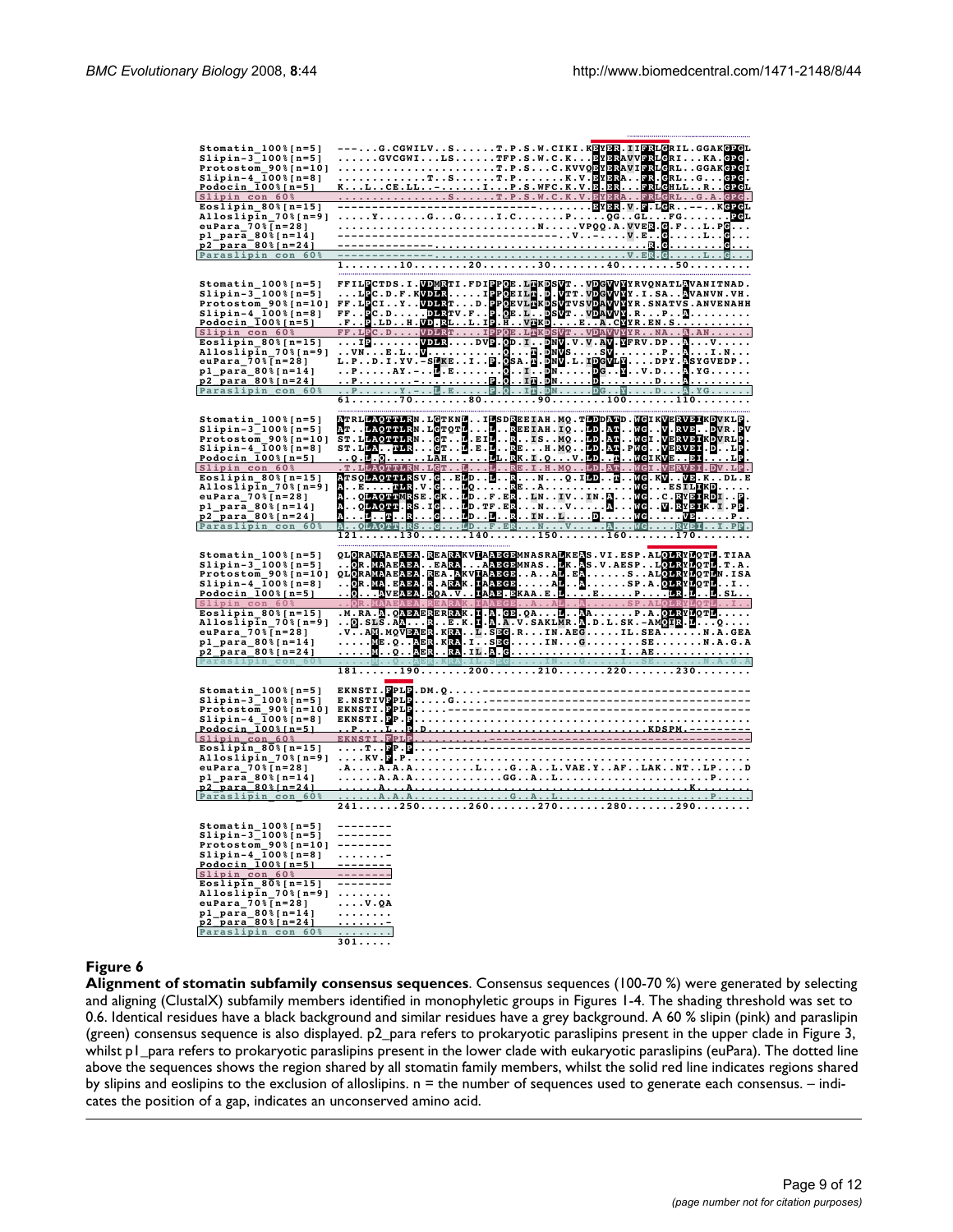**Figure 6**

**Alignment of stomatin subfamily consensus sequences**. Consensus sequences (100-70 %) were generated by selecting and aligning (ClustalX) subfamily members identified in monophyletic groups in Figures 1-4. The shading threshold was set to 0.6. Identical residues have a black background and similar residues have a grey background. A 60 % slipin (pink) and paraslipin (green) consensus sequence is also displayed. p2_para refers to prokaryotic paraslipins present in the upper clade in Figure 3, whilst p1_para refers to prokaryotic paraslipins present in the lower clade with eukaryotic paraslipins (euPara). The dotted line above the sequences shows the region shared by all stomatin family members, whilst the solid red line indicates regions shared by slipins and eoslipins to the exclusion of alloslipins. n = the number of sequences used to generate each consensus. – indicates the position of a gap, indicates an unconserved amino acid.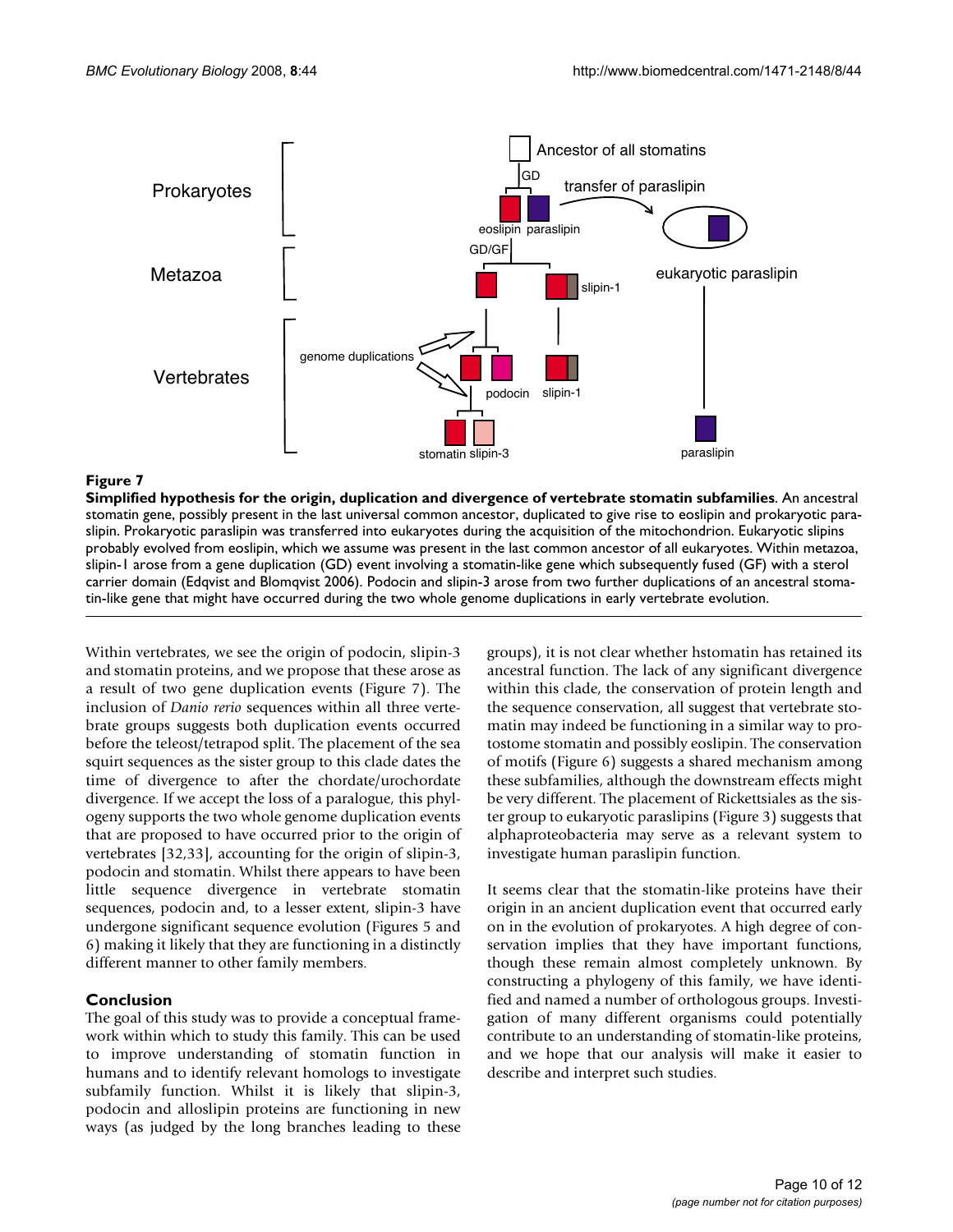**Figure 7**

**Simplified hypothesis for the origin, duplication and divergence of vertebrate stomatin subfamilies**. An ancestral stomatin gene, possibly present in the last universal common ancestor, duplicated to give rise to eoslipin and prokaryotic paraslipin. Prokaryotic paraslipin was transferred into eukaryotes during the acquisition of the mitochondrion. Eukaryotic slipins probably evolved from eoslipin, which we assume was present in the last common ancestor of all eukaryotes. Within metazoa, slipin-1 arose from a gene duplication (GD) event involving a stomatin-like gene which subsequently fused (GF) with a sterol carrier domain (Edqvist and Blomqvist 2006). Podocin and slipin-3 arose from two further duplications of an ancestral stomatin-like gene that might have occurred during the two whole genome duplications in early vertebrate evolution.

Within vertebrates, we see the origin of podocin, slipin-3 and stomatin proteins, and we propose that these arose as a result of two gene duplication events (Figure 7). The inclusion of *Danio rerio* sequences within all three vertebrate groups suggests both duplication events occurred before the teleost/tetrapod split. The placement of the sea squirt sequences as the sister group to this clade dates the time of divergence to after the chordate/urochordate divergence. If we accept the loss of a paralogue, this phylogeny supports the two whole genome duplication events that are proposed to have occurred prior to the origin of vertebrates [32,33], accounting for the origin of slipin-3, podocin and stomatin. Whilst there appears to have been little sequence divergence in vertebrate stomatin sequences, podocin and, to a lesser extent, slipin-3 have undergone significant sequence evolution (Figures 5 and 6) making it likely that they are functioning in a distinctly different manner to other family members.

## Conclusion

The goal of this study was to provide a conceptual framework within which to study this family. This can be used to improve understanding of stomatin function in humans and to identify relevant homologs to investigate subfamily function. Whilst it is likely that slipin-3, podocin and alloslipin proteins are functioning in new ways (as judged by the long branches leading to these groups), it is not clear whether hstomatin has retained its ancestral function. The lack of any significant divergence within this clade, the conservation of protein length and the sequence conservation, all suggest that vertebrate stomatin may indeed be functioning in a similar way to protostome stomatin and possibly eoslipin. The conservation of motifs (Figure 6) suggests a shared mechanism among these subfamilies, although the downstream effects might be very different. The placement of Rickettsiales as the sister group to eukaryotic paraslipins (Figure 3) suggests that alphaproteobacteria may serve as a relevant system to investigate human paraslipin function.

It seems clear that the stomatin-like proteins have their origin in an ancient duplication event that occurred early on in the evolution of prokaryotes. A high degree of conservation implies that they have important functions, though these remain almost completely unknown. By constructing a phylogeny of this family, we have identified and named a number of orthologous groups. Investigation of many different organisms could potentially contribute to an understanding of stomatin-like proteins, and we hope that our analysis will make it easier to describe and interpret such studies.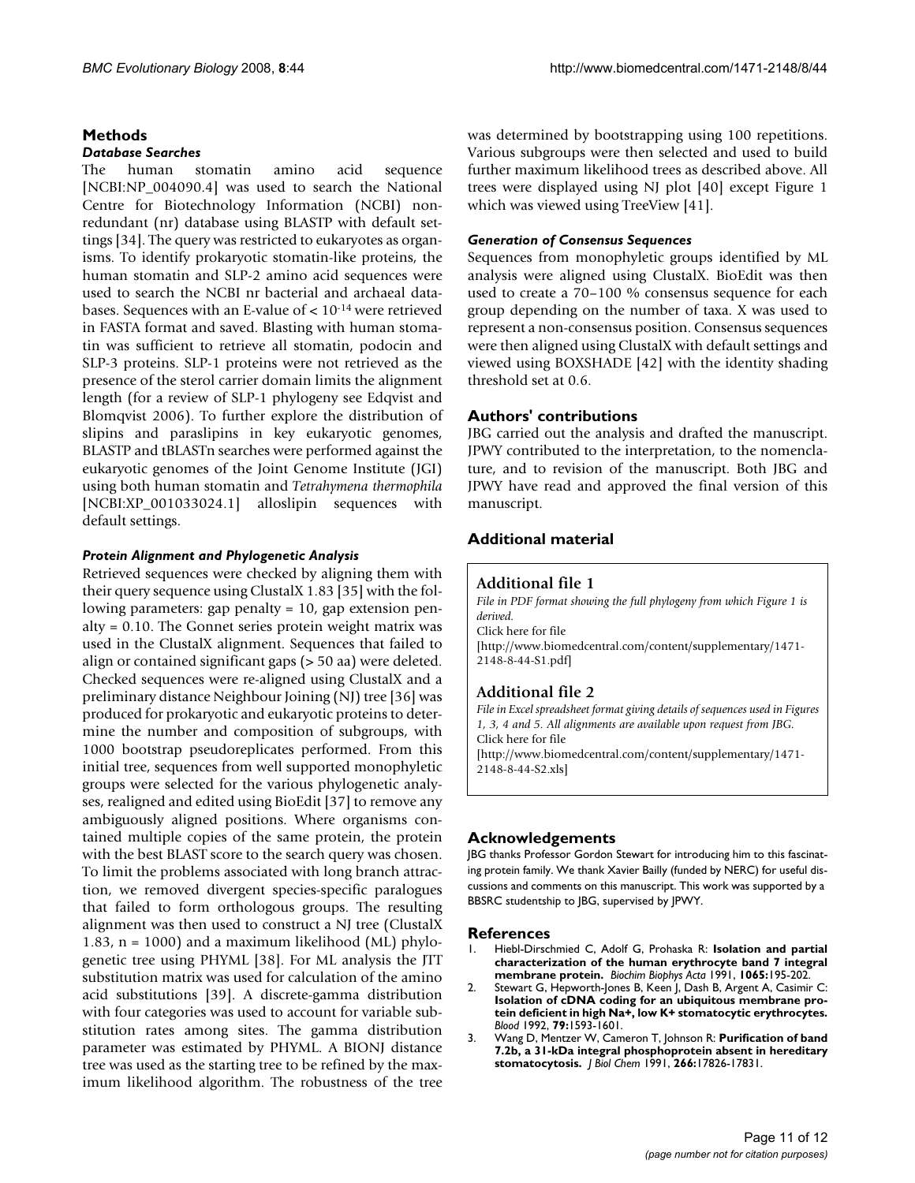## Methods

### *Database Searches*

The human stomatin amino acid sequence [NCBI:NP_004090.4] was used to search the National Centre for Biotechnology Information (NCBI) non-redundant (nr) database using BLASTP with default settings [34]. The query was restricted to eukaryotes as organisms. To identify prokaryotic stomatin-like proteins, the human stomatin and SLP-2 amino acid sequences were used to search the NCBI nr bacterial and archaeal databases. Sequences with an E-value of $< 10^{-14}$ were retrieved in FASTA format and saved. Blasting with human stomatin was sufficient to retrieve all stomatin, podocin and SLP-3 proteins. SLP-1 proteins were not retrieved as the presence of the sterol carrier domain limits the alignment length (for a review of SLP-1 phylogeny see Edqvist and Blomqvist 2006). To further explore the distribution of slipins and paraslipins in key eukaryotic genomes, BLASTP and tBLASTn searches were performed against the eukaryotic genomes of the Joint Genome Institute (JGI) using both human stomatin and *Tetrahymena thermophila* [NCBI:XP_001033024.1] alloslipin sequences with default settings.

### *Protein Alignment and Phylogenetic Analysis*

Retrieved sequences were checked by aligning them with their query sequence using ClustalX 1.83 [35] with the following parameters: gap penalty = 10, gap extension penalty = 0.10. The Gonnet series protein weight matrix was used in the ClustalX alignment. Sequences that failed to align or contained significant gaps (> 50 aa) were deleted. Checked sequences were re-aligned using ClustalX and a preliminary distance Neighbour Joining (NJ) tree [36] was produced for prokaryotic and eukaryotic proteins to determine the number and composition of subgroups, with 1000 bootstrap pseudoreplicates performed. From this initial tree, sequences from well supported monophyletic groups were selected for the various phylogenetic analyses, realigned and edited using BioEdit [37] to remove any ambiguously aligned positions. Where organisms contained multiple copies of the same protein, the protein with the best BLAST score to the search query was chosen. To limit the problems associated with long branch attraction, we removed divergent species-specific paralogues that failed to form orthologous groups. The resulting alignment was then used to construct a NJ tree (ClustalX 1.83, n = 1000) and a maximum likelihood (ML) phylogenetic tree using PHYML [38]. For ML analysis the JTT substitution matrix was used for calculation of the amino acid substitutions [39]. A discrete-gamma distribution with four categories was used to account for variable substitution rates among sites. The gamma distribution parameter was estimated by PHYML. A BIONJ distance tree was used as the starting tree to be refined by the maximum likelihood algorithm. The robustness of the tree was determined by bootstrapping using 100 repetitions. Various subgroups were then selected and used to build further maximum likelihood trees as described above. All trees were displayed using NJ plot [40] except Figure 1 which was viewed using TreeView [41].

### *Generation of Consensus Sequences*

Sequences from monophyletic groups identified by ML analysis were aligned using ClustalX. BioEdit was then used to create a 70–100 % consensus sequence for each group depending on the number of taxa. X was used to represent a non-consensus position. Consensus sequences were then aligned using ClustalX with default settings and viewed using BOXSHADE [42] with the identity shading threshold set at 0.6.

## Authors' contributions

JBG carried out the analysis and drafted the manuscript. JPWY contributed to the interpretation, to the nomenclature, and to revision of the manuscript. Both JBG and JPWY have read and approved the final version of this manuscript.

## Additional material

**Additional file 1**

*File in PDF format showing the full phylogeny from which Figure 1 is derived.*
Click here for file
[http://www.biomedcentral.com/content/supplementary/1471-2148-8-44-S1.pdf]

**Additional file 2**

*File in Excel spreadsheet format giving details of sequences used in Figures 1, 3, 4 and 5. All alignments are available upon request from JBG.*
Click here for file
[http://www.biomedcentral.com/content/supplementary/1471-2148-8-44-S2.xls]

## Acknowledgements

JBG thanks Professor Gordon Stewart for introducing him to this fascinating protein family. We thank Xavier Bailly (funded by NERC) for useful discussions and comments on this manuscript. This work was supported by a BBSRC studentship to JBG, supervised by JPWY.

## References

1. Hiebl-Dirschmied C, Adolf G, Prohaska R: **Isolation and partial characterization of the human erythrocyte band 7 integral membrane protein.** *Biochim Biophys Acta* 1991, **1065:**195-202.
2. Stewart G, Hepworth-Jones B, Keen J, Dash B, Argent A, Casimir C: **Isolation of cDNA coding for an ubiquitous membrane protein deficient in high Na+, low K+ stomatocytic erythrocytes.** *Blood* 1992, **79:**1593-1601.
3. Wang D, Mentzer W, Cameron T, Johnson R: **Purification of band 7.2b, a 31-kDa integral phosphoprotein absent in hereditary stomatocytosis.** *J Biol Chem* 1991, **266:**17826-17831.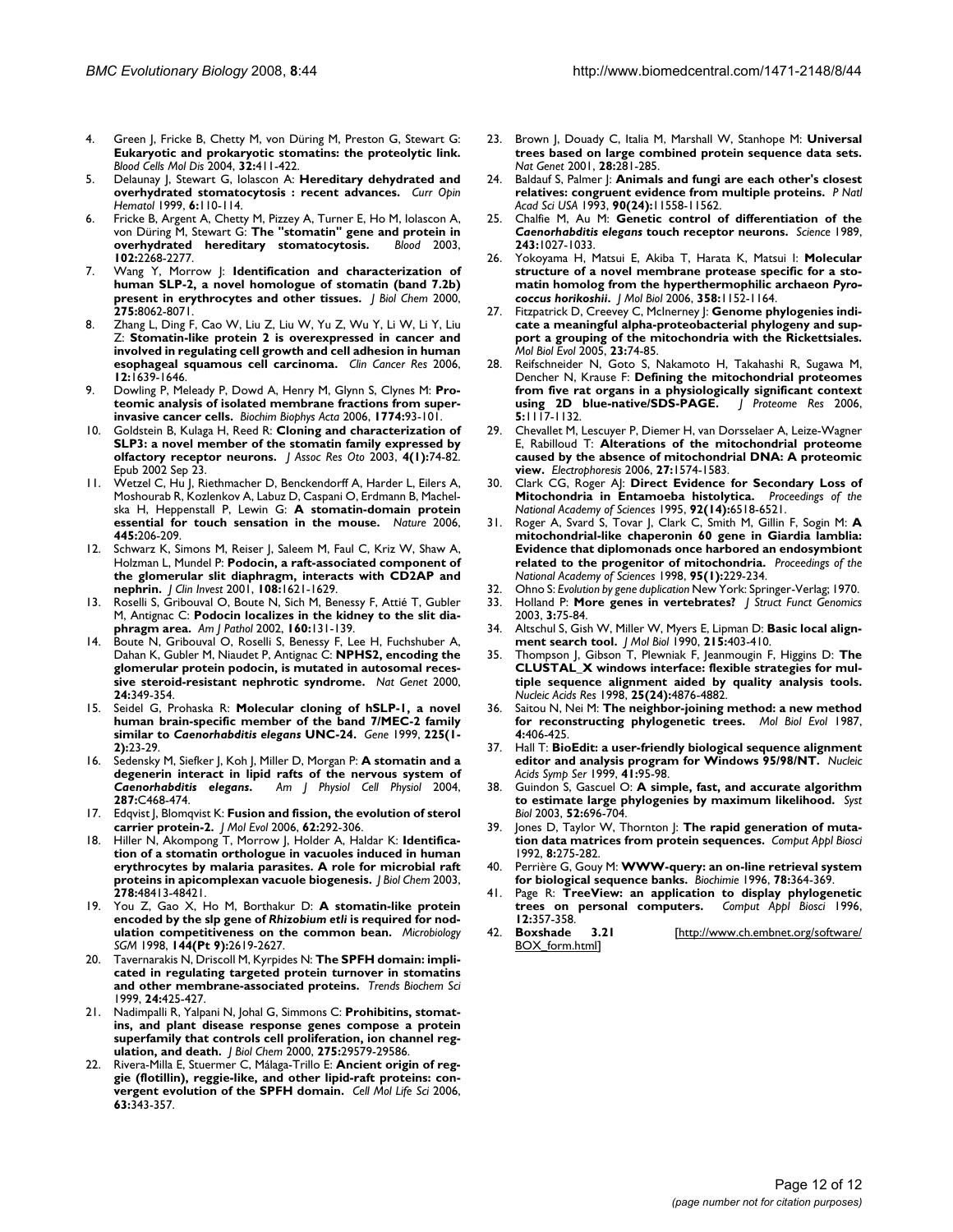4. Green J, Fricke B, Chetty M, von Düring M, Preston G, Stewart G: **Eukaryotic and prokaryotic stomatins: the proteolytic link.** *Blood Cells Mol Dis* 2004, **32:**411-422.
5. Delaunay J, Stewart G, Iolascon A: **Hereditary dehydrated and overhydrated stomatocytosis : recent advances.** *Curr Opin Hematol* 1999, **6:**110-114.
6. Fricke B, Argent A, Chetty M, Pizzey A, Turner E, Ho M, Iolascon A, von Düring M, Stewart G: **The "stomatin" gene and protein in overhydrated hereditary stomatocytosis.** *Blood* 2003, **102:**2268-2277.
7. Wang Y, Morrow J: **Identification and characterization of human SLP-2, a novel homologue of stomatin (band 7.2b) present in erythrocytes and other tissues.** *J Biol Chem* 2000, **275:**8062-8071.
8. Zhang L, Ding F, Cao W, Liu Z, Liu W, Yu Z, Wu Y, Li W, Li Y, Liu Z: **Stomatin-like protein 2 is overexpressed in cancer and involved in regulating cell growth and cell adhesion in human esophageal squamous cell carcinoma.** *Clin Cancer Res* 2006, **12:**1639-1646.
9. Dowling P, Meleady P, Dowd A, Henry M, Glynn S, Clynes M: **Proteomic analysis of isolated membrane fractions from superinvasive cancer cells.** *Biochim Biophys Acta* 2006, **1774:**93-101.
10. Goldstein B, Kulaga H, Reed R: **Cloning and characterization of SLP3: a novel member of the stomatin family expressed by olfactory receptor neurons.** *J Assoc Res Oto* 2003, **4(1):**74-82. Epub 2002 Sep 23.
11. Wetzel C, Hu J, Riethmacher D, Benckendorff A, Harder L, Eilers A, Moshourab R, Kozlenkov A, Labuz D, Caspani O, Erdmann B, Machelska H, Heppenstall P, Lewin G: **A stomatin-domain protein essential for touch sensation in the mouse.** *Nature* 2006, **445:**206-209.
12. Schwarz K, Simons M, Reiser J, Saleem M, Faul C, Kriz W, Shaw A, Holzman L, Mundel P: **Podocin, a raft-associated component of the glomerular slit diaphragm, interacts with CD2AP and nephrin.** *J Clin Invest* 2001, **108:**1621-1629.
13. Roselli S, Gribouval O, Boute N, Sich M, Benessy F, Attié T, Gubler M, Antignac C: **Podocin localizes in the kidney to the slit diaphragm area.** *Am J Pathol* 2002, **160:**131-139.
14. Boute N, Gribouval O, Roselli S, Benessy F, Lee H, Fuchshuber A, Dahan K, Gubler M, Niaudet P, Antignac C: **NPHS2, encoding the glomerular protein podocin, is mutated in autosomal recessive steroid-resistant nephrotic syndrome.** *Nat Genet* 2000, **24:**349-354.
15. Seidel G, Prohaska R: **Molecular cloning of hSLP-1, a novel human brain-specific member of the band 7/MEC-2 family similar to *Caenorhabditis elegans* UNC-24.** *Gene* 1999, **225(1-2):**23-29.
16. Sedensky M, Siefker J, Koh J, Miller D, Morgan P: **A stomatin and a degenerin interact in lipid rafts of the nervous system of *Caenorhabditis elegans*.** *Am J Physiol Cell Physiol* 2004, **287:**C468-474.
17. Edqvist J, Blomqvist K: **Fusion and fission, the evolution of sterol carrier protein-2.** *J Mol Evol* 2006, **62:**292-306.
18. Hiller N, Akompong T, Morrow J, Holder A, Haldar K: **Identification of a stomatin orthologue in vacuoles induced in human erythrocytes by malaria parasites. A role for microbial raft proteins in apicomplexan vacuole biogenesis.** *J Biol Chem* 2003, **278:**48413-48421.
19. You Z, Gao X, Ho M, Borthakur D: **A stomatin-like protein encoded by the slp gene of *Rhizobium etli* is required for nodulation competitiveness on the common bean.** *Microbiology SGM* 1998, **144(Pt 9):**2619-2627.
20. Tavernarakis N, Driscoll M, Kyrpides N: **The SPFH domain: implicated in regulating targeted protein turnover in stomatins and other membrane-associated proteins.** *Trends Biochem Sci* 1999, **24:**425-427.
21. Nadimpalli R, Yalpani N, Johal G, Simmons C: **Prohibitins, stomatins, and plant disease response genes compose a protein superfamily that controls cell proliferation, ion channel regulation, and death.** *J Biol Chem* 2000, **275:**29579-29586.
22. Rivera-Milla E, Stuermer C, Málaga-Trillo E: **Ancient origin of reggie (flotillin), reggie-like, and other lipid-raft proteins: convergent evolution of the SPFH domain.** *Cell Mol Life Sci* 2006, **63:**343-357.
23. Brown J, Douady C, Italia M, Marshall W, Stanhope M: **Universal trees based on large combined protein sequence data sets.** *Nat Genet* 2001, **28:**281-285.
24. Baldauf S, Palmer J: **Animals and fungi are each other's closest relatives: congruent evidence from multiple proteins.** *P Natl Acad Sci USA* 1993, **90(24):**11558-11562.
25. Chalfie M, Au M: **Genetic control of differentiation of the *Caenorhabditis elegans* touch receptor neurons.** *Science* 1989, **243:**1027-1033.
26. Yokoyama H, Matsui E, Akiba T, Harata K, Matsui I: **Molecular structure of a novel membrane protease specific for a stomatin homolog from the hyperthermophilic archaeon *Pyrococcus horikoshii*.** *J Mol Biol* 2006, **358:**1152-1164.
27. Fitzpatrick D, Creevey C, McInerney J: **Genome phylogenies indicate a meaningful alpha-proteobacterial phylogeny and support a grouping of the mitochondria with the Rickettsiales.** *Mol Biol Evol* 2005, **23:**74-85.
28. Reifschneider N, Goto S, Nakamoto H, Takahashi R, Sugawa M, Dencher N, Krause F: **Defining the mitochondrial proteomes from five rat organs in a physiologically significant context using 2D blue-native/SDS-PAGE.** *J Proteome Res* 2006, **5:**1117-1132.
29. Chevallet M, Lescuyer P, Diemer H, van Dorsselaer A, Leize-Wagner E, Rabilloud T: **Alterations of the mitochondrial proteome caused by the absence of mitochondrial DNA: A proteomic view.** *Electrophoresis* 2006, **27:**1574-1583.
30. Clark CG, Roger AJ: **Direct Evidence for Secondary Loss of Mitochondria in Entamoeba histolytica.** *Proceedings of the National Academy of Sciences* 1995, **92(14):**6518-6521.
31. Roger A, Svard S, Tovar J, Clark C, Smith M, Gillin F, Sogin M: **A mitochondrial-like chaperonin 60 gene in Giardia lamblia: Evidence that diplomonads once harbored an endosymbiont related to the progenitor of mitochondria.** *Proceedings of the National Academy of Sciences* 1998, **95(1):**229-234.
32. Ohno S: *Evolution by gene duplication* New York: Springer-Verlag; 1970.
33. Holland P: **More genes in vertebrates?** *J Struct Funct Genomics* 2003, **3:**75-84.
34. Altschul S, Gish W, Miller W, Myers E, Lipman D: **Basic local alignment search tool.** *J Mol Biol* 1990, **215:**403-410.
35. Thompson J, Gibson T, Plewniak F, Jeanmougin F, Higgins D: **The CLUSTAL_X windows interface: flexible strategies for multiple sequence alignment aided by quality analysis tools.** *Nucleic Acids Res* 1998, **25(24):**4876-4882.
36. Saitou N, Nei M: **The neighbor-joining method: a new method for reconstructing phylogenetic trees.** *Mol Biol Evol* 1987, **4:**406-425.
37. Hall T: **BioEdit: a user-friendly biological sequence alignment editor and analysis program for Windows 95/98/NT.** *Nucleic Acids Symp Ser* 1999, **41:**95-98.
38. Guindon S, Gascuel O: **A simple, fast, and accurate algorithm to estimate large phylogenies by maximum likelihood.** *Syst Biol* 2003, **52:**696-704.
39. Jones D, Taylor W, Thornton J: **The rapid generation of mutation data matrices from protein sequences.** *Comput Appl Biosci* 1992, **8:**275-282.
40. Perrière G, Gouy M: **WWW-query: an on-line retrieval system for biological sequence banks.** *Biochimie* 1996, **78:**364-369.
41. Page R: **TreeView: an application to display phylogenetic trees on personal computers.** *Comput Appl Biosci* 1996, **12:**357-358.
42. **Boxshade 3.21** [http://www.ch.embnet.org/software/BOX_form.html]